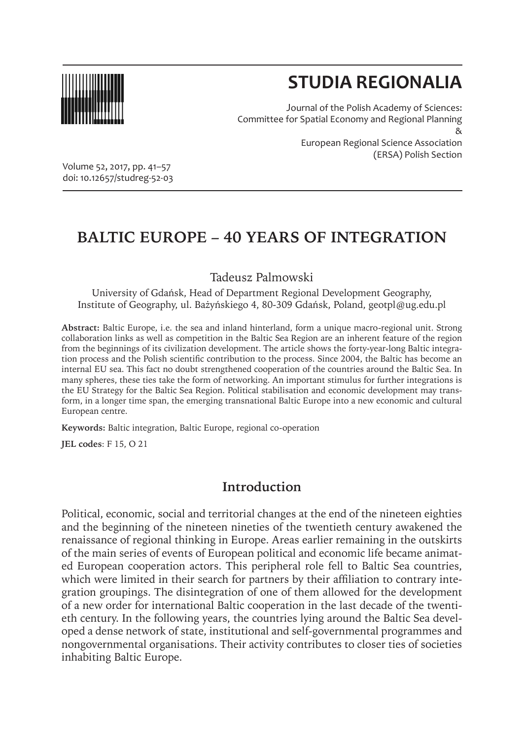# STUDIA REGIONALIA

Journal of the Polish Academy of Sciences:
Committee for Spatial Economy and Regional Planning
&
European Regional Science Association
(ERSA) Polish Section

Volume 52, 2017, pp. 41–57
doi: 10.12657/studreg-52-03

## BALTIC EUROPE – 40 YEARS OF INTEGRATION

Tadeusz Palmowski

University of Gdańsk, Head of Department Regional Development Geography, Institute of Geography, ul. Bażyńskiego 4, 80-309 Gdańsk, Poland, geotpl@ug.edu.pl

**Abstract:** Baltic Europe, i.e. the sea and inland hinterland, form a unique macro-regional unit. Strong collaboration links as well as competition in the Baltic Sea Region are an inherent feature of the region from the beginnings of its civilization development. The article shows the forty-year-long Baltic integration process and the Polish scientific contribution to the process. Since 2004, the Baltic has become an internal EU sea. This fact no doubt strengthened cooperation of the countries around the Baltic Sea. In many spheres, these ties take the form of networking. An important stimulus for further integrations is the EU Strategy for the Baltic Sea Region. Political stabilisation and economic development may transform, in a longer time span, the emerging transnational Baltic Europe into a new economic and cultural European centre.

**Keywords:** Baltic integration, Baltic Europe, regional co-operation

**JEL codes**: F 15, O 21

## Introduction

Political, economic, social and territorial changes at the end of the nineteen eighties and the beginning of the nineteen nineties of the twentieth century awakened the renaissance of regional thinking in Europe. Areas earlier remaining in the outskirts of the main series of events of European political and economic life became animated European cooperation actors. This peripheral role fell to Baltic Sea countries, which were limited in their search for partners by their affiliation to contrary integration groupings. The disintegration of one of them allowed for the development of a new order for international Baltic cooperation in the last decade of the twentieth century. In the following years, the countries lying around the Baltic Sea developed a dense network of state, institutional and self-governmental programmes and nongovernmental organisations. Their activity contributes to closer ties of societies inhabiting Baltic Europe.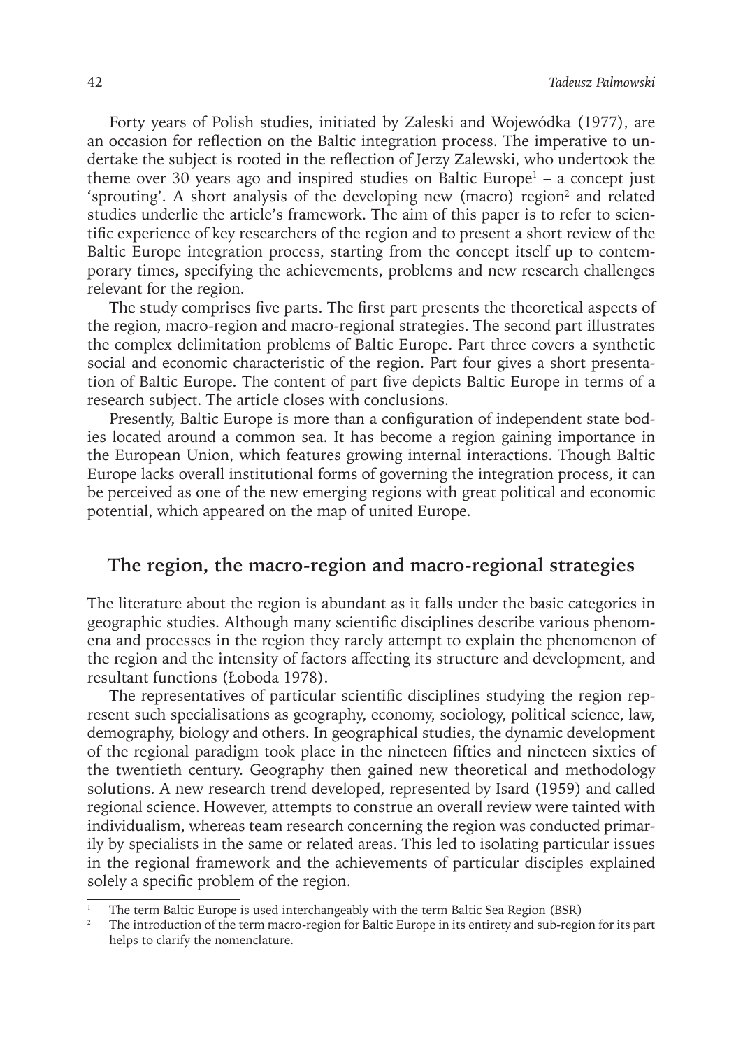Forty years of Polish studies, initiated by Zaleski and Wojewódka (1977), are an occasion for reflection on the Baltic integration process. The imperative to undertake the subject is rooted in the reflection of Jerzy Zalewski, who undertook the theme over 30 years ago and inspired studies on Baltic Europe[1] – a concept just 'sprouting'. A short analysis of the developing new (macro) region[2] and related studies underlie the article's framework. The aim of this paper is to refer to scientific experience of key researchers of the region and to present a short review of the Baltic Europe integration process, starting from the concept itself up to contemporary times, specifying the achievements, problems and new research challenges relevant for the region.

The study comprises five parts. The first part presents the theoretical aspects of the region, macro-region and macro-regional strategies. The second part illustrates the complex delimitation problems of Baltic Europe. Part three covers a synthetic social and economic characteristic of the region. Part four gives a short presentation of Baltic Europe. The content of part five depicts Baltic Europe in terms of a research subject. The article closes with conclusions.

Presently, Baltic Europe is more than a configuration of independent state bodies located around a common sea. It has become a region gaining importance in the European Union, which features growing internal interactions. Though Baltic Europe lacks overall institutional forms of governing the integration process, it can be perceived as one of the new emerging regions with great political and economic potential, which appeared on the map of united Europe.

## The region, the macro-region and macro-regional strategies

The literature about the region is abundant as it falls under the basic categories in geographic studies. Although many scientific disciplines describe various phenomena and processes in the region they rarely attempt to explain the phenomenon of the region and the intensity of factors affecting its structure and development, and resultant functions (Łoboda 1978).

The representatives of particular scientific disciplines studying the region represent such specialisations as geography, economy, sociology, political science, law, demography, biology and others. In geographical studies, the dynamic development of the regional paradigm took place in the nineteen fifties and nineteen sixties of the twentieth century. Geography then gained new theoretical and methodology solutions. A new research trend developed, represented by Isard (1959) and called regional science. However, attempts to construe an overall review were tainted with individualism, whereas team research concerning the region was conducted primarily by specialists in the same or related areas. This led to isolating particular issues in the regional framework and the achievements of particular disciples explained solely a specific problem of the region.

---

[1] The term Baltic Europe is used interchangeably with the term Baltic Sea Region (BSR)

[2] The introduction of the term macro-region for Baltic Europe in its entirety and sub-region for its part helps to clarify the nomenclature.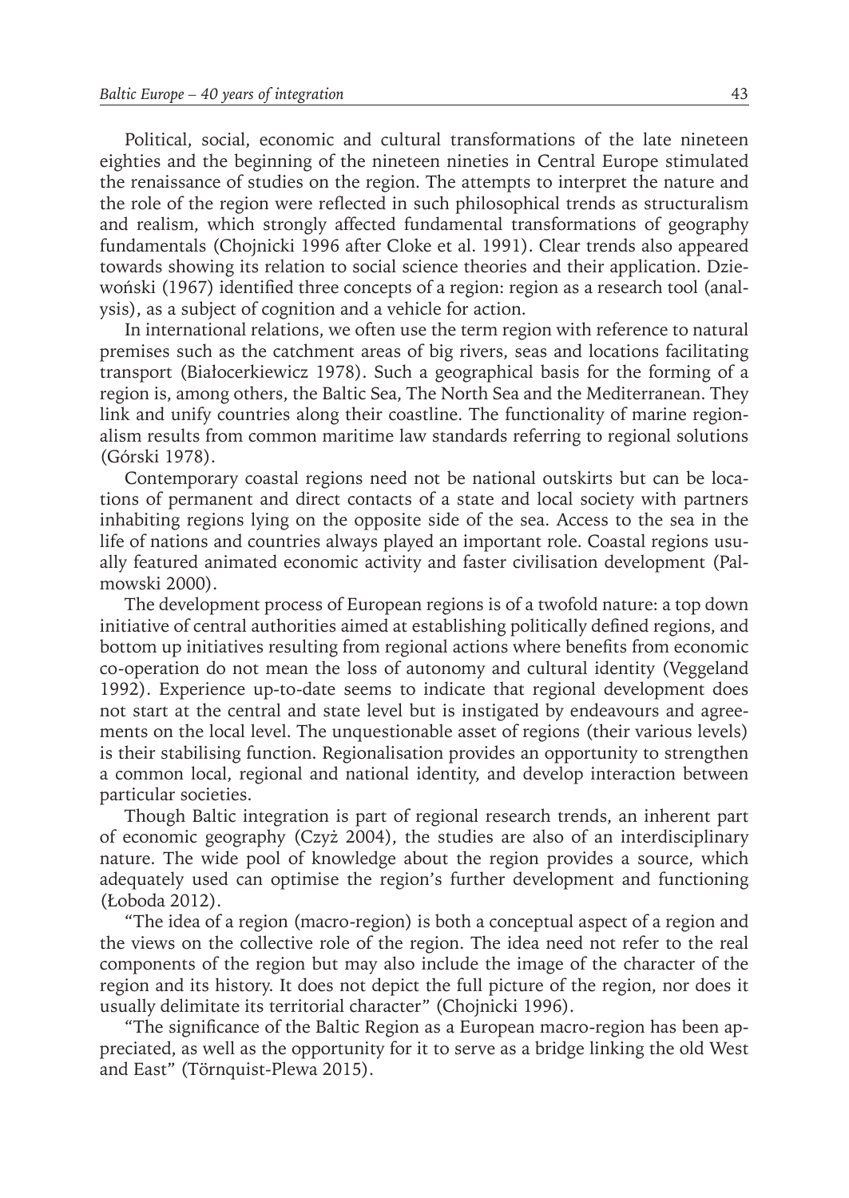Political, social, economic and cultural transformations of the late nineteen eighties and the beginning of the nineteen nineties in Central Europe stimulated the renaissance of studies on the region. The attempts to interpret the nature and the role of the region were reflected in such philosophical trends as structuralism and realism, which strongly affected fundamental transformations of geography fundamentals (Chojnicki 1996 after Cloke et al. 1991). Clear trends also appeared towards showing its relation to social science theories and their application. Dziewoński (1967) identified three concepts of a region: region as a research tool (analysis), as a subject of cognition and a vehicle for action.

In international relations, we often use the term region with reference to natural premises such as the catchment areas of big rivers, seas and locations facilitating transport (Białocerkiewicz 1978). Such a geographical basis for the forming of a region is, among others, the Baltic Sea, The North Sea and the Mediterranean. They link and unify countries along their coastline. The functionality of marine regionalism results from common maritime law standards referring to regional solutions (Górski 1978).

Contemporary coastal regions need not be national outskirts but can be locations of permanent and direct contacts of a state and local society with partners inhabiting regions lying on the opposite side of the sea. Access to the sea in the life of nations and countries always played an important role. Coastal regions usually featured animated economic activity and faster civilisation development (Palmowski 2000).

The development process of European regions is of a twofold nature: a top down initiative of central authorities aimed at establishing politically defined regions, and bottom up initiatives resulting from regional actions where benefits from economic co-operation do not mean the loss of autonomy and cultural identity (Veggeland 1992). Experience up-to-date seems to indicate that regional development does not start at the central and state level but is instigated by endeavours and agreements on the local level. The unquestionable asset of regions (their various levels) is their stabilising function. Regionalisation provides an opportunity to strengthen a common local, regional and national identity, and develop interaction between particular societies.

Though Baltic integration is part of regional research trends, an inherent part of economic geography (Czyż 2004), the studies are also of an interdisciplinary nature. The wide pool of knowledge about the region provides a source, which adequately used can optimise the region's further development and functioning (Łoboda 2012).

"The idea of a region (macro-region) is both a conceptual aspect of a region and the views on the collective role of the region. The idea need not refer to the real components of the region but may also include the image of the character of the region and its history. It does not depict the full picture of the region, nor does it usually delimitate its territorial character" (Chojnicki 1996).

"The significance of the Baltic Region as a European macro-region has been appreciated, as well as the opportunity for it to serve as a bridge linking the old West and East" (Törnquist-Plewa 2015).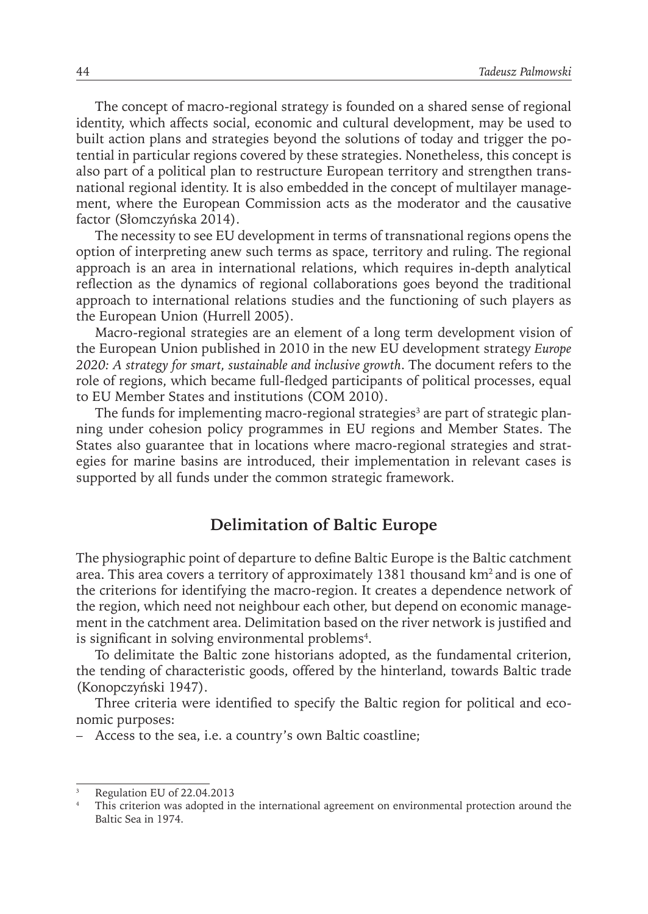The concept of macro-regional strategy is founded on a shared sense of regional identity, which affects social, economic and cultural development, may be used to built action plans and strategies beyond the solutions of today and trigger the potential in particular regions covered by these strategies. Nonetheless, this concept is also part of a political plan to restructure European territory and strengthen transnational regional identity. It is also embedded in the concept of multilayer management, where the European Commission acts as the moderator and the causative factor (Słomczyńska 2014).

The necessity to see EU development in terms of transnational regions opens the option of interpreting anew such terms as space, territory and ruling. The regional approach is an area in international relations, which requires in-depth analytical reflection as the dynamics of regional collaborations goes beyond the traditional approach to international relations studies and the functioning of such players as the European Union (Hurrell 2005).

Macro-regional strategies are an element of a long term development vision of the European Union published in 2010 in the new EU development strategy *Europe 2020: A strategy for smart, sustainable and inclusive growth*. The document refers to the role of regions, which became full-fledged participants of political processes, equal to EU Member States and institutions (COM 2010).

The funds for implementing macro-regional strategies[3] are part of strategic planning under cohesion policy programmes in EU regions and Member States. The States also guarantee that in locations where macro-regional strategies and strategies for marine basins are introduced, their implementation in relevant cases is supported by all funds under the common strategic framework.

## Delimitation of Baltic Europe

The physiographic point of departure to define Baltic Europe is the Baltic catchment area. This area covers a territory of approximately 1381 thousand km$^2$ and is one of the criterions for identifying the macro-region. It creates a dependence network of the region, which need not neighbour each other, but depend on economic management in the catchment area. Delimitation based on the river network is justified and is significant in solving environmental problems[4].

To delimitate the Baltic zone historians adopted, as the fundamental criterion, the tending of characteristic goods, offered by the hinterland, towards Baltic trade (Konopczyński 1947).

Three criteria were identified to specify the Baltic region for political and economic purposes:

- Access to the sea, i.e. a country's own Baltic coastline;

---

[3] Regulation EU of 22.04.2013

[4] This criterion was adopted in the international agreement on environmental protection around the Baltic Sea in 1974.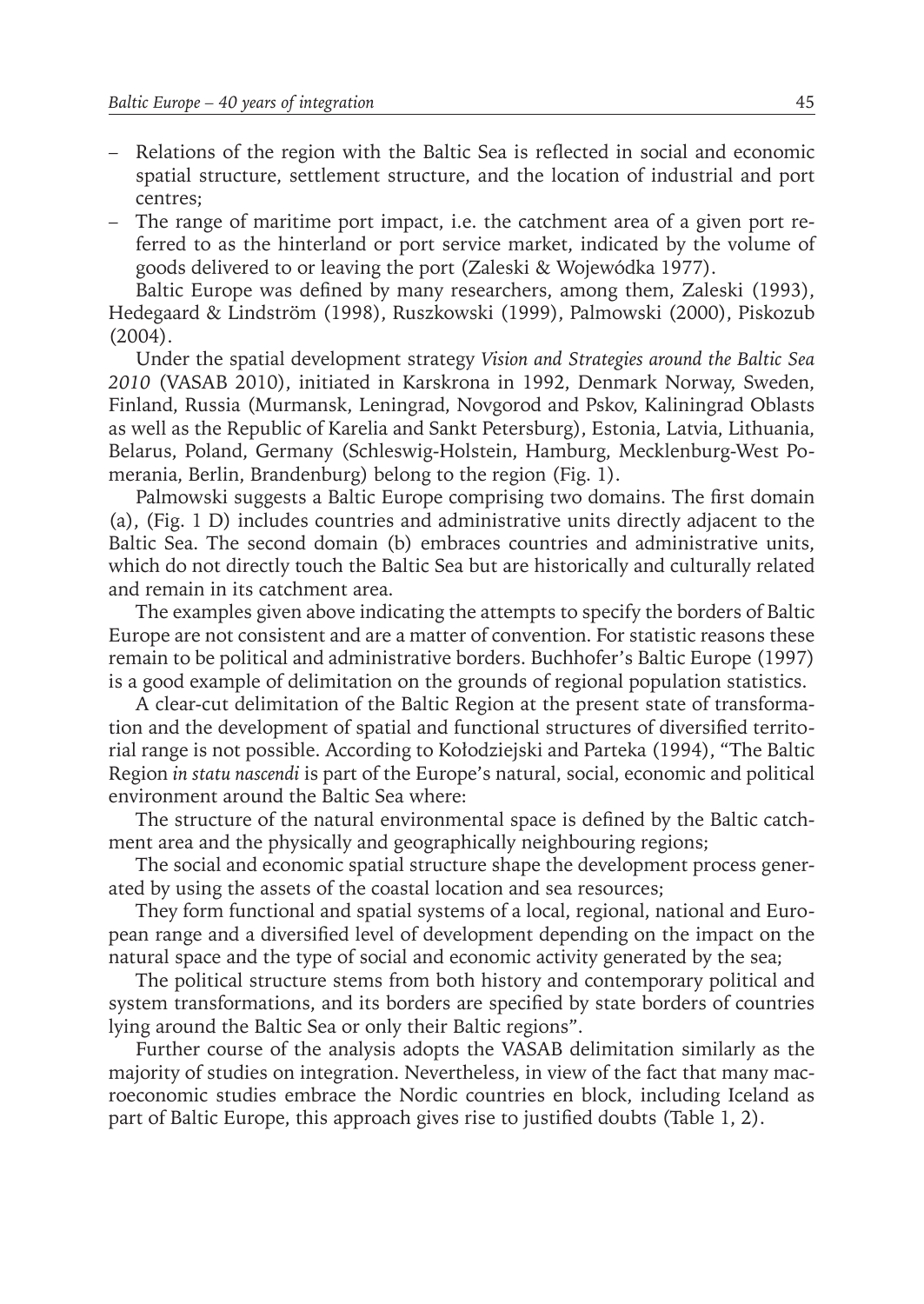- Relations of the region with the Baltic Sea is reflected in social and economic spatial structure, settlement structure, and the location of industrial and port centres;
- The range of maritime port impact, i.e. the catchment area of a given port referred to as the hinterland or port service market, indicated by the volume of goods delivered to or leaving the port (Zaleski & Wojewódka 1977).

Baltic Europe was defined by many researchers, among them, Zaleski (1993), Hedegaard & Lindström (1998), Ruszkowski (1999), Palmowski (2000), Piskozub (2004).

Under the spatial development strategy *Vision and Strategies around the Baltic Sea 2010* (VASAB 2010), initiated in Karskrona in 1992, Denmark Norway, Sweden, Finland, Russia (Murmansk, Leningrad, Novgorod and Pskov, Kaliningrad Oblasts as well as the Republic of Karelia and Sankt Petersburg), Estonia, Latvia, Lithuania, Belarus, Poland, Germany (Schleswig-Holstein, Hamburg, Mecklenburg-West Pomerania, Berlin, Brandenburg) belong to the region (Fig. 1).

Palmowski suggests a Baltic Europe comprising two domains. The first domain (a), (Fig. 1 D) includes countries and administrative units directly adjacent to the Baltic Sea. The second domain (b) embraces countries and administrative units, which do not directly touch the Baltic Sea but are historically and culturally related and remain in its catchment area.

The examples given above indicating the attempts to specify the borders of Baltic Europe are not consistent and are a matter of convention. For statistic reasons these remain to be political and administrative borders. Buchhofer's Baltic Europe (1997) is a good example of delimitation on the grounds of regional population statistics.

A clear-cut delimitation of the Baltic Region at the present state of transformation and the development of spatial and functional structures of diversified territorial range is not possible. According to Kołodziejski and Parteka (1994), "The Baltic Region *in statu nascendi* is part of the Europe's natural, social, economic and political environment around the Baltic Sea where:

The structure of the natural environmental space is defined by the Baltic catchment area and the physically and geographically neighbouring regions;

The social and economic spatial structure shape the development process generated by using the assets of the coastal location and sea resources;

They form functional and spatial systems of a local, regional, national and European range and a diversified level of development depending on the impact on the natural space and the type of social and economic activity generated by the sea;

The political structure stems from both history and contemporary political and system transformations, and its borders are specified by state borders of countries lying around the Baltic Sea or only their Baltic regions".

Further course of the analysis adopts the VASAB delimitation similarly as the majority of studies on integration. Nevertheless, in view of the fact that many macroeconomic studies embrace the Nordic countries en block, including Iceland as part of Baltic Europe, this approach gives rise to justified doubts (Table 1, 2).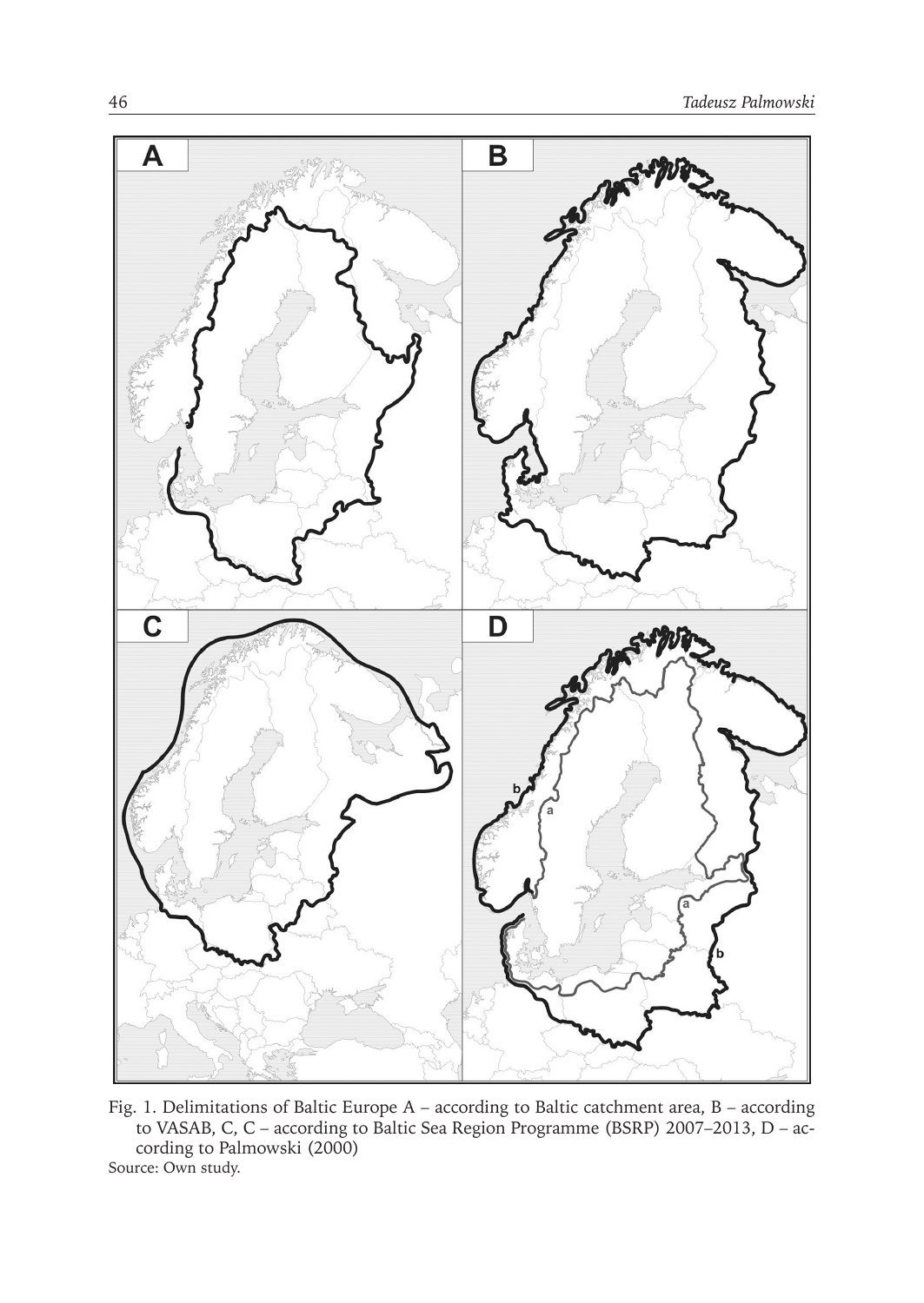Fig. 1. Delimitations of Baltic Europe A – according to Baltic catchment area, B – according to VASAB, C, C – according to Baltic Sea Region Programme (BSRP) 2007–2013, D – according to Palmowski (2000)

Source: Own study.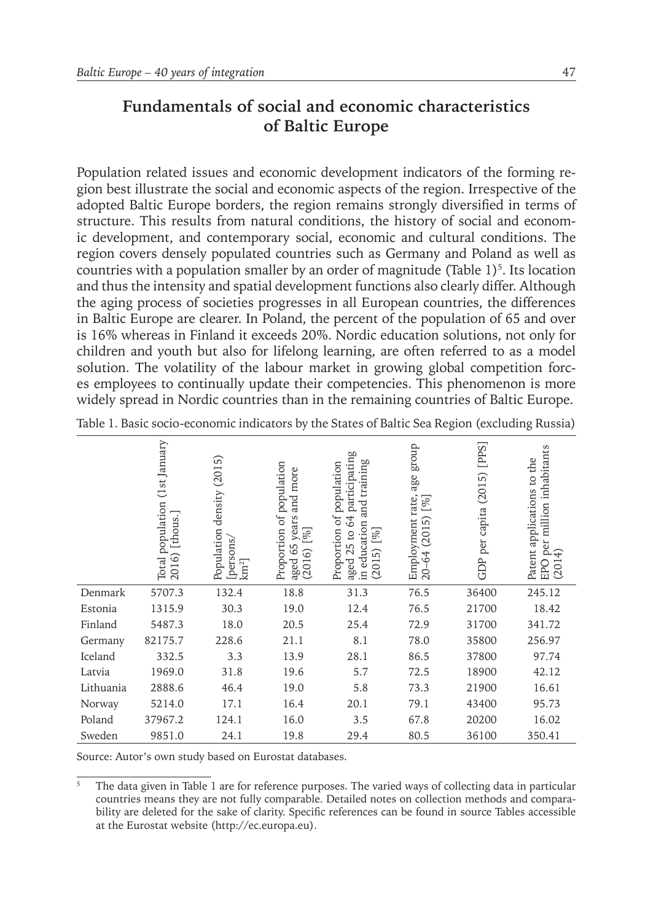## Fundamentals of social and economic characteristics of Baltic Europe

Population related issues and economic development indicators of the forming region best illustrate the social and economic aspects of the region. Irrespective of the adopted Baltic Europe borders, the region remains strongly diversified in terms of structure. This results from natural conditions, the history of social and economic development, and contemporary social, economic and cultural conditions. The region covers densely populated countries such as Germany and Poland as well as countries with a population smaller by an order of magnitude (Table 1)[5]. Its location and thus the intensity and spatial development functions also clearly differ. Although the aging process of societies progresses in all European countries, the differences in Baltic Europe are clearer. In Poland, the percent of the population of 65 and over is 16% whereas in Finland it exceeds 20%. Nordic education solutions, not only for children and youth but also for lifelong learning, are often referred to as a model solution. The volatility of the labour market in growing global competition forces employees to continually update their competencies. This phenomenon is more widely spread in Nordic countries than in the remaining countries of Baltic Europe.

Table 1. Basic socio-economic indicators by the States of Baltic Sea Region (excluding Russia)

| | Total population (1st January 2016) [thous.] | Population density (2015) [persons/km²] | Proportion of population aged 65 years and more (2016) [%] | Proportion of population aged 25 to 64 participating in education and training (2015) [%] | Employment rate, age group 20–64 (2015) [%] | GDP per capita (2015) [PPS] | Patent applications to the EPO per million inhabitants (2014) |
|---|---|---|---|---|---|---|---|
| Denmark | 5707.3 | 132.4 | 18.8 | 31.3 | 76.5 | 36400 | 245.12 |
| Estonia | 1315.9 | 30.3 | 19.0 | 12.4 | 76.5 | 21700 | 18.42 |
| Finland | 5487.3 | 18.0 | 20.5 | 25.4 | 72.9 | 31700 | 341.72 |
| Germany | 82175.7 | 228.6 | 21.1 | 8.1 | 78.0 | 35800 | 256.97 |
| Iceland | 332.5 | 3.3 | 13.9 | 28.1 | 86.5 | 37800 | 97.74 |
| Latvia | 1969.0 | 31.8 | 19.6 | 5.7 | 72.5 | 18900 | 42.12 |
| Lithuania | 2888.6 | 46.4 | 19.0 | 5.8 | 73.3 | 21900 | 16.61 |
| Norway | 5214.0 | 17.1 | 16.4 | 20.1 | 79.1 | 43400 | 95.73 |
| Poland | 37967.2 | 124.1 | 16.0 | 3.5 | 67.8 | 20200 | 16.02 |
| Sweden | 9851.0 | 24.1 | 19.8 | 29.4 | 80.5 | 36100 | 350.41 |

Source: Autor's own study based on Eurostat databases.

[5] The data given in Table 1 are for reference purposes. The varied ways of collecting data in particular countries means they are not fully comparable. Detailed notes on collection methods and comparability are deleted for the sake of clarity. Specific references can be found in source Tables accessible at the Eurostat website (http://ec.europa.eu).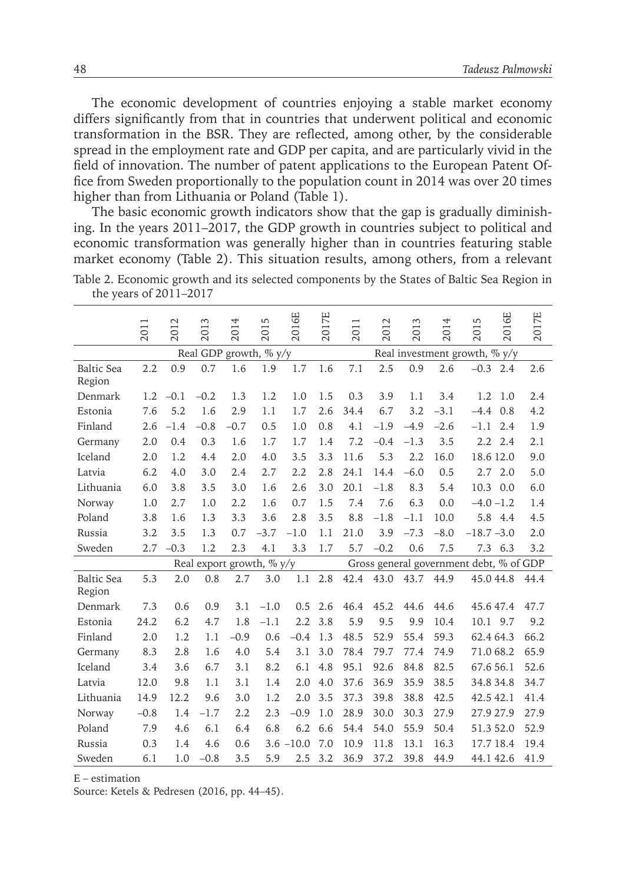The economic development of countries enjoying a stable market economy differs significantly from that in countries that underwent political and economic transformation in the BSR. They are reflected, among other, by the considerable spread in the employment rate and GDP per capita, and are particularly vivid in the field of innovation. The number of patent applications to the European Patent Office from Sweden proportionally to the population count in 2014 was over 20 times higher than from Lithuania or Poland (Table 1).

The basic economic growth indicators show that the gap is gradually diminishing. In the years 2011–2017, the GDP growth in countries subject to political and economic transformation was generally higher than in countries featuring stable market economy (Table 2). This situation results, among others, from a relevant

Table 2. Economic growth and its selected components by the States of Baltic Sea Region in the years of 2011–2017

| | 2011 | 2012 | 2013 | 2014 | 2015 | 2016E | 2017E | 2011 | 2012 | 2013 | 2014 | 2015 | 2016E | 2017E |
|---|---|---|---|---|---|---|---|---|---|---|---|---|---|---|
| | Real GDP growth, % y/y | | | | | | | Real investment growth, % y/y | | | | | | |
| Baltic Sea Region | 2.2 | 0.9 | 0.7 | 1.6 | 1.9 | 1.7 | 1.6 | 7.1 | 2.5 | 0.9 | 2.6 | −0.3 | 2.4 | 2.6 |
| Denmark | 1.2 | −0.1 | −0.2 | 1.3 | 1.2 | 1.0 | 1.5 | 0.3 | 3.9 | 1.1 | 3.4 | 1.2 | 1.0 | 2.4 |
| Estonia | 7.6 | 5.2 | 1.6 | 2.9 | 1.1 | 1.7 | 2.6 | 34.4 | 6.7 | 3.2 | −3.1 | −4.4 | 0.8 | 4.2 |
| Finland | 2.6 | −1.4 | −0.8 | −0.7 | 0.5 | 1.0 | 0.8 | 4.1 | −1.9 | −4.9 | −2.6 | −1.1 | 2.4 | 1.9 |
| Germany | 2.0 | 0.4 | 0.3 | 1.6 | 1.7 | 1.7 | 1.4 | 7.2 | −0.4 | −1.3 | 3.5 | 2.2 | 2.4 | 2.1 |
| Iceland | 2.0 | 1.2 | 4.4 | 2.0 | 4.0 | 3.5 | 3.3 | 11.6 | 5.3 | 2.2 | 16.0 | 18.6 | 12.0 | 9.0 |
| Latvia | 6.2 | 4.0 | 3.0 | 2.4 | 2.7 | 2.2 | 2.8 | 24.1 | 14.4 | −6.0 | 0.5 | 2.7 | 2.0 | 5.0 |
| Lithuania | 6.0 | 3.8 | 3.5 | 3.0 | 1.6 | 2.6 | 3.0 | 20.1 | −1.8 | 8.3 | 5.4 | 10.3 | 0.0 | 6.0 |
| Norway | 1.0 | 2.7 | 1.0 | 2.2 | 1.6 | 0.7 | 1.5 | 7.4 | 7.6 | 6.3 | 0.0 | −4.0 | −1.2 | 1.4 |
| Poland | 3.8 | 1.6 | 1.3 | 3.3 | 3.6 | 2.8 | 3.5 | 8.8 | −1.8 | −1.1 | 10.0 | 5.8 | 4.4 | 4.5 |
| Russia | 3.2 | 3.5 | 1.3 | 0.7 | −3.7 | −1.0 | 1.1 | 21.0 | 3.9 | −7.3 | −8.0 | −18.7 | −3.0 | 2.0 |
| Sweden | 2.7 | −0.3 | 1.2 | 2.3 | 4.1 | 3.3 | 1.7 | 5.7 | −0.2 | 0.6 | 7.5 | 7.3 | 6.3 | 3.2 |
| | Real export growth, % y/y | | | | | | | Gross general government debt, % of GDP | | | | | | |
| Baltic Sea Region | 5.3 | 2.0 | 0.8 | 2.7 | 3.0 | 1.1 | 2.8 | 42.4 | 43.0 | 43.7 | 44.9 | 45.0 | 44.8 | 44.4 |
| Denmark | 7.3 | 0.6 | 0.9 | 3.1 | −1.0 | 0.5 | 2.6 | 46.4 | 45.2 | 44.6 | 44.6 | 45.6 | 47.4 | 47.7 |
| Estonia | 24.2 | 6.2 | 4.7 | 1.8 | −1.1 | 2.2 | 3.8 | 5.9 | 9.5 | 9.9 | 10.4 | 10.1 | 9.7 | 9.2 |
| Finland | 2.0 | 1.2 | 1.1 | −0.9 | 0.6 | −0.4 | 1.3 | 48.5 | 52.9 | 55.4 | 59.3 | 62.4 | 64.3 | 66.2 |
| Germany | 8.3 | 2.8 | 1.6 | 4.0 | 5.4 | 3.1 | 3.0 | 78.4 | 79.7 | 77.4 | 74.9 | 71.0 | 68.2 | 65.9 |
| Iceland | 3.4 | 3.6 | 6.7 | 3.1 | 8.2 | 6.1 | 4.8 | 95.1 | 92.6 | 84.8 | 82.5 | 67.6 | 56.1 | 52.6 |
| Latvia | 12.0 | 9.8 | 1.1 | 3.1 | 1.4 | 2.0 | 4.0 | 37.6 | 36.9 | 35.9 | 38.5 | 34.8 | 34.8 | 34.7 |
| Lithuania | 14.9 | 12.2 | 9.6 | 3.0 | 1.2 | 2.0 | 3.5 | 37.3 | 39.8 | 38.8 | 42.5 | 42.5 | 42.1 | 41.4 |
| Norway | −0.8 | 1.4 | −1.7 | 2.2 | 2.3 | −0.9 | 1.0 | 28.9 | 30.0 | 30.3 | 27.9 | 27.9 | 27.9 | 27.9 |
| Poland | 7.9 | 4.6 | 6.1 | 6.4 | 6.8 | 6.2 | 6.6 | 54.4 | 54.0 | 55.9 | 50.4 | 51.3 | 52.0 | 52.9 |
| Russia | 0.3 | 1.4 | 4.6 | 0.6 | 3.6 | −10.0 | 7.0 | 10.9 | 11.8 | 13.1 | 16.3 | 17.7 | 18.4 | 19.4 |
| Sweden | 6.1 | 1.0 | −0.8 | 3.5 | 5.9 | 2.5 | 3.2 | 36.9 | 37.2 | 39.8 | 44.9 | 44.1 | 42.6 | 41.9 |

E – estimation

Source: Ketels & Pedresen (2016, pp. 44–45).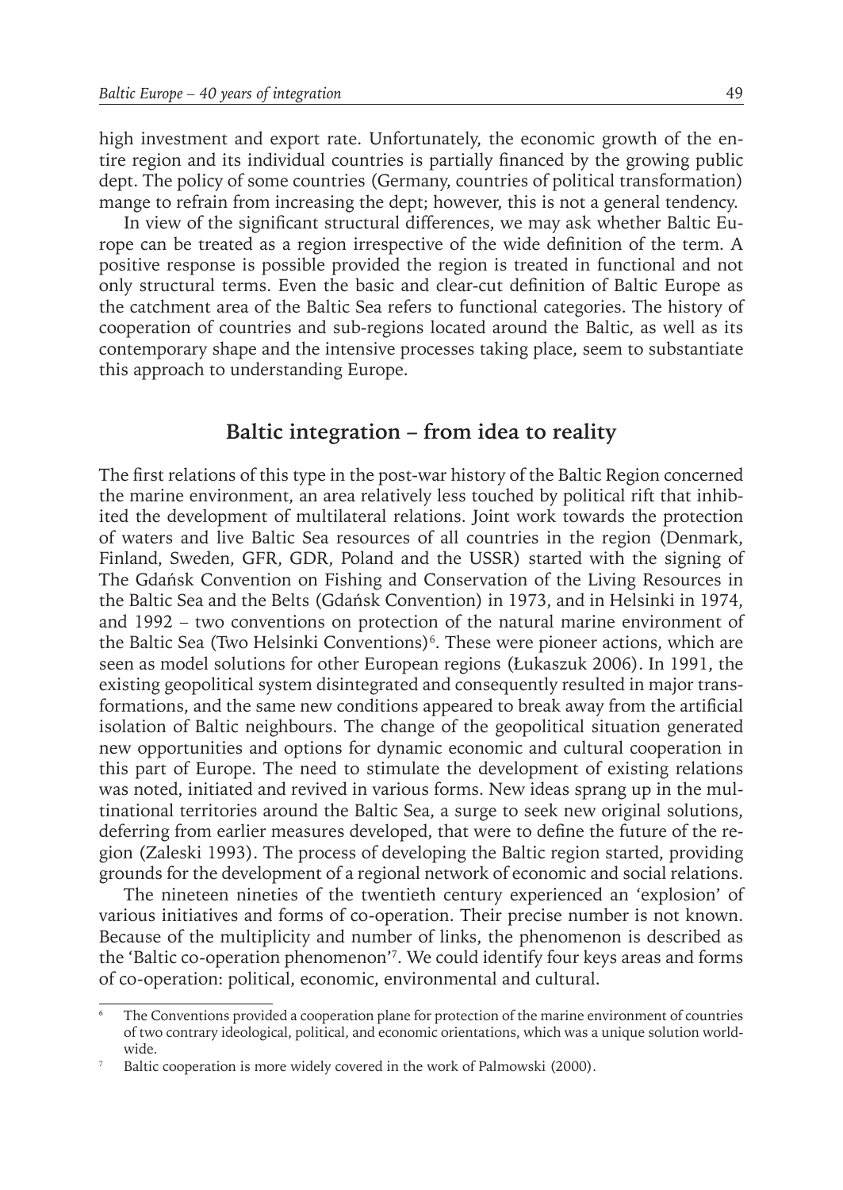high investment and export rate. Unfortunately, the economic growth of the entire region and its individual countries is partially financed by the growing public dept. The policy of some countries (Germany, countries of political transformation) mange to refrain from increasing the dept; however, this is not a general tendency.

In view of the significant structural differences, we may ask whether Baltic Europe can be treated as a region irrespective of the wide definition of the term. A positive response is possible provided the region is treated in functional and not only structural terms. Even the basic and clear-cut definition of Baltic Europe as the catchment area of the Baltic Sea refers to functional categories. The history of cooperation of countries and sub-regions located around the Baltic, as well as its contemporary shape and the intensive processes taking place, seem to substantiate this approach to understanding Europe.

## Baltic integration – from idea to reality

The first relations of this type in the post-war history of the Baltic Region concerned the marine environment, an area relatively less touched by political rift that inhibited the development of multilateral relations. Joint work towards the protection of waters and live Baltic Sea resources of all countries in the region (Denmark, Finland, Sweden, GFR, GDR, Poland and the USSR) started with the signing of The Gdańsk Convention on Fishing and Conservation of the Living Resources in the Baltic Sea and the Belts (Gdańsk Convention) in 1973, and in Helsinki in 1974, and 1992 – two conventions on protection of the natural marine environment of the Baltic Sea (Two Helsinki Conventions)[6]. These were pioneer actions, which are seen as model solutions for other European regions (Łukaszuk 2006). In 1991, the existing geopolitical system disintegrated and consequently resulted in major transformations, and the same new conditions appeared to break away from the artificial isolation of Baltic neighbours. The change of the geopolitical situation generated new opportunities and options for dynamic economic and cultural cooperation in this part of Europe. The need to stimulate the development of existing relations was noted, initiated and revived in various forms. New ideas sprang up in the multinational territories around the Baltic Sea, a surge to seek new original solutions, deferring from earlier measures developed, that were to define the future of the region (Zaleski 1993). The process of developing the Baltic region started, providing grounds for the development of a regional network of economic and social relations.

The nineteen nineties of the twentieth century experienced an 'explosion' of various initiatives and forms of co-operation. Their precise number is not known. Because of the multiplicity and number of links, the phenomenon is described as the 'Baltic co-operation phenomenon'[7]. We could identify four keys areas and forms of co-operation: political, economic, environmental and cultural.

---

[6] The Conventions provided a cooperation plane for protection of the marine environment of countries of two contrary ideological, political, and economic orientations, which was a unique solution worldwide.

[7] Baltic cooperation is more widely covered in the work of Palmowski (2000).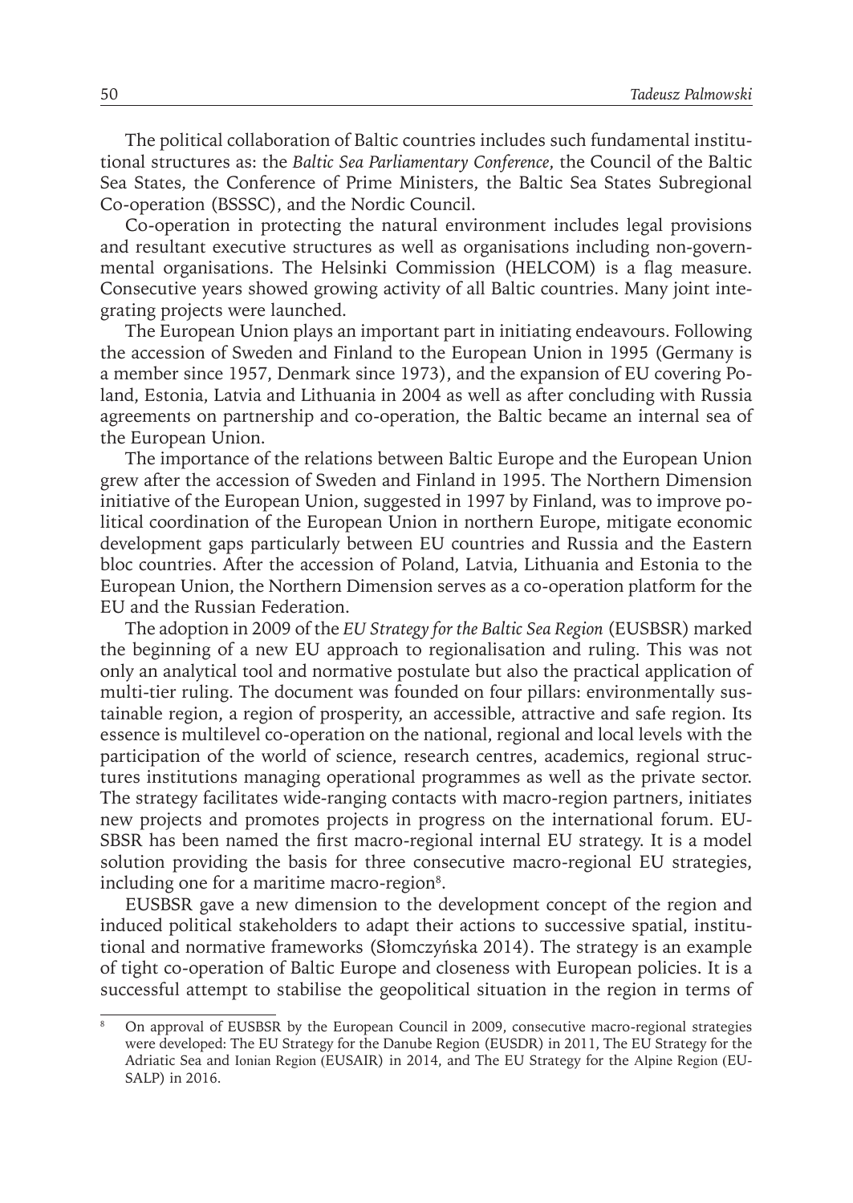The political collaboration of Baltic countries includes such fundamental institutional structures as: the *Baltic Sea Parliamentary Conference*, the Council of the Baltic Sea States, the Conference of Prime Ministers, the Baltic Sea States Subregional Co-operation (BSSSC), and the Nordic Council.

Co-operation in protecting the natural environment includes legal provisions and resultant executive structures as well as organisations including non-governmental organisations. The Helsinki Commission (HELCOM) is a flag measure. Consecutive years showed growing activity of all Baltic countries. Many joint integrating projects were launched.

The European Union plays an important part in initiating endeavours. Following the accession of Sweden and Finland to the European Union in 1995 (Germany is a member since 1957, Denmark since 1973), and the expansion of EU covering Poland, Estonia, Latvia and Lithuania in 2004 as well as after concluding with Russia agreements on partnership and co-operation, the Baltic became an internal sea of the European Union.

The importance of the relations between Baltic Europe and the European Union grew after the accession of Sweden and Finland in 1995. The Northern Dimension initiative of the European Union, suggested in 1997 by Finland, was to improve political coordination of the European Union in northern Europe, mitigate economic development gaps particularly between EU countries and Russia and the Eastern bloc countries. After the accession of Poland, Latvia, Lithuania and Estonia to the European Union, the Northern Dimension serves as a co-operation platform for the EU and the Russian Federation.

The adoption in 2009 of the *EU Strategy for the Baltic Sea Region* (EUSBSR) marked the beginning of a new EU approach to regionalisation and ruling. This was not only an analytical tool and normative postulate but also the practical application of multi-tier ruling. The document was founded on four pillars: environmentally sustainable region, a region of prosperity, an accessible, attractive and safe region. Its essence is multilevel co-operation on the national, regional and local levels with the participation of the world of science, research centres, academics, regional structures institutions managing operational programmes as well as the private sector. The strategy facilitates wide-ranging contacts with macro-region partners, initiates new projects and promotes projects in progress on the international forum. EUSBSR has been named the first macro-regional internal EU strategy. It is a model solution providing the basis for three consecutive macro-regional EU strategies, including one for a maritime macro-region[8].

EUSBSR gave a new dimension to the development concept of the region and induced political stakeholders to adapt their actions to successive spatial, institutional and normative frameworks (Słomczyńska 2014). The strategy is an example of tight co-operation of Baltic Europe and closeness with European policies. It is a successful attempt to stabilise the geopolitical situation in the region in terms of

[8] On approval of EUSBSR by the European Council in 2009, consecutive macro-regional strategies were developed: The EU Strategy for the Danube Region (EUSDR) in 2011, The EU Strategy for the Adriatic Sea and Ionian Region (EUSAIR) in 2014, and The EU Strategy for the Alpine Region (EUSALP) in 2016.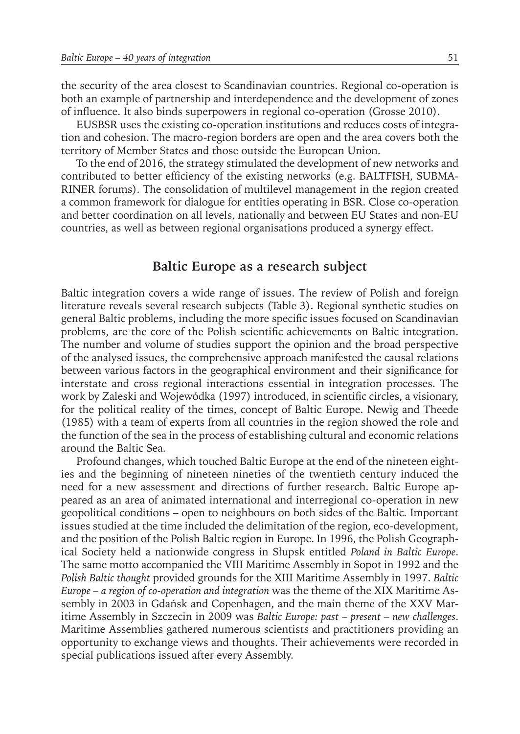the security of the area closest to Scandinavian countries. Regional co-operation is both an example of partnership and interdependence and the development of zones of influence. It also binds superpowers in regional co-operation (Grosse 2010).

EUSBSR uses the existing co-operation institutions and reduces costs of integration and cohesion. The macro-region borders are open and the area covers both the territory of Member States and those outside the European Union.

To the end of 2016, the strategy stimulated the development of new networks and contributed to better efficiency of the existing networks (e.g. BALTFISH, SUBMARINER forums). The consolidation of multilevel management in the region created a common framework for dialogue for entities operating in BSR. Close co-operation and better coordination on all levels, nationally and between EU States and non-EU countries, as well as between regional organisations produced a synergy effect.

## Baltic Europe as a research subject

Baltic integration covers a wide range of issues. The review of Polish and foreign literature reveals several research subjects (Table 3). Regional synthetic studies on general Baltic problems, including the more specific issues focused on Scandinavian problems, are the core of the Polish scientific achievements on Baltic integration. The number and volume of studies support the opinion and the broad perspective of the analysed issues, the comprehensive approach manifested the causal relations between various factors in the geographical environment and their significance for interstate and cross regional interactions essential in integration processes. The work by Zaleski and Wojewódka (1997) introduced, in scientific circles, a visionary, for the political reality of the times, concept of Baltic Europe. Newig and Theede (1985) with a team of experts from all countries in the region showed the role and the function of the sea in the process of establishing cultural and economic relations around the Baltic Sea.

Profound changes, which touched Baltic Europe at the end of the nineteen eighties and the beginning of nineteen nineties of the twentieth century induced the need for a new assessment and directions of further research. Baltic Europe appeared as an area of animated international and interregional co-operation in new geopolitical conditions – open to neighbours on both sides of the Baltic. Important issues studied at the time included the delimitation of the region, eco-development, and the position of the Polish Baltic region in Europe. In 1996, the Polish Geographical Society held a nationwide congress in Słupsk entitled *Poland in Baltic Europe*. The same motto accompanied the VIII Maritime Assembly in Sopot in 1992 and the *Polish Baltic thought* provided grounds for the XIII Maritime Assembly in 1997. *Baltic Europe – a region of co-operation and integration* was the theme of the XIX Maritime Assembly in 2003 in Gdańsk and Copenhagen, and the main theme of the XXV Maritime Assembly in Szczecin in 2009 was *Baltic Europe: past – present – new challenges*. Maritime Assemblies gathered numerous scientists and practitioners providing an opportunity to exchange views and thoughts. Their achievements were recorded in special publications issued after every Assembly.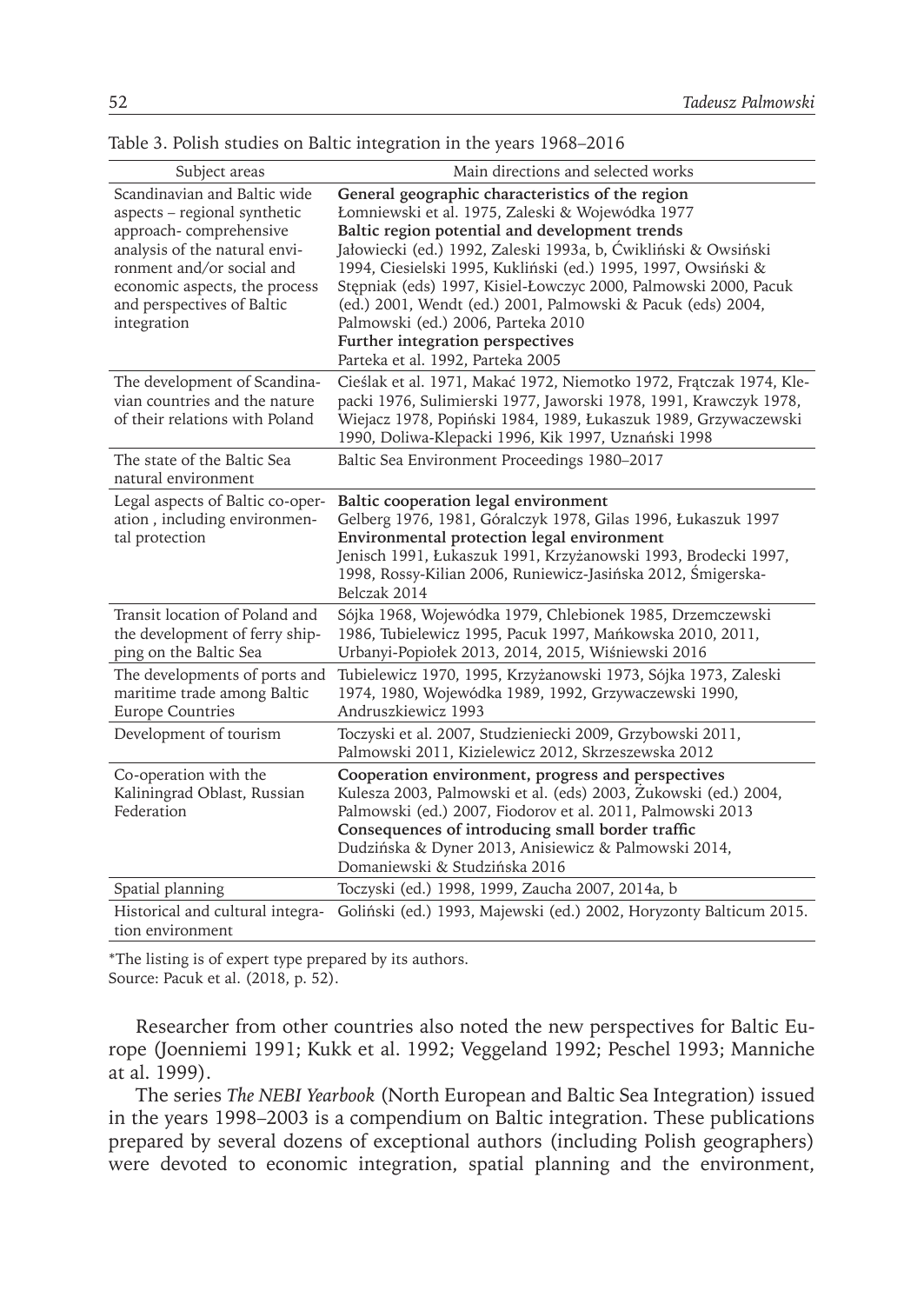Table 3. Polish studies on Baltic integration in the years 1968–2016

| Subject areas | Main directions and selected works |
|---|---|
| Scandinavian and Baltic wide aspects – regional synthetic approach- comprehensive analysis of the natural environment and/or social and economic aspects, the process and perspectives of Baltic integration | **General geographic characteristics of the region** Łomniewski et al. 1975, Zaleski & Wojewódka 1977 **Baltic region potential and development trends** Jałowiecki (ed.) 1992, Zaleski 1993a, b, Ćwikliński & Owsiński 1994, Ciesielski 1995, Kukliński (ed.) 1995, 1997, Owsiński & Stępniak (eds) 1997, Kisiel-Łowczyc 2000, Palmowski 2000, Pacuk (ed.) 2001, Wendt (ed.) 2001, Palmowski & Pacuk (eds) 2004, Palmowski (ed.) 2006, Parteka 2010 **Further integration perspectives** Parteka et al. 1992, Parteka 2005 |
| The development of Scandinavian countries and the nature of their relations with Poland | Cieślak et al. 1971, Makać 1972, Niemotko 1972, Frątczak 1974, Klepacki 1976, Sulimierski 1977, Jaworski 1978, 1991, Krawczyk 1978, Wiejacz 1978, Popiński 1984, 1989, Łukaszuk 1989, Grzywaczewski 1990, Doliwa-Klepacki 1996, Kik 1997, Uznański 1998 |
| The state of the Baltic Sea natural environment | Baltic Sea Environment Proceedings 1980–2017 |
| Legal aspects of Baltic co-operation , including environmental protection | **Baltic cooperation legal environment** Gelberg 1976, 1981, Góralczyk 1978, Gilas 1996, Łukaszuk 1997 **Environmental protection legal environment** Jenisch 1991, Łukaszuk 1991, Krzyżanowski 1993, Brodecki 1997, 1998, Rossy-Kilian 2006, Runiewicz-Jasińska 2012, Śmigerska-Belczak 2014 |
| Transit location of Poland and the development of ferry shipping on the Baltic Sea | Sójka 1968, Wojewódka 1979, Chlebionek 1985, Drzemczewski 1986, Tubielewicz 1995, Pacuk 1997, Mańkowska 2010, 2011, Urbanyi-Popiołek 2013, 2014, 2015, Wiśniewski 2016 |
| The developments of ports and maritime trade among Baltic Europe Countries | Tubielewicz 1970, 1995, Krzyżanowski 1973, Sójka 1973, Zaleski 1974, 1980, Wojewódka 1989, 1992, Grzywaczewski 1990, Andruszkiewicz 1993 |
| Development of tourism | Toczyski et al. 2007, Studzieniecki 2009, Grzybowski 2011, Palmowski 2011, Kizielewicz 2012, Skrzeszewska 2012 |
| Co-operation with the Kaliningrad Oblast, Russian Federation | **Cooperation environment, progress and perspectives** Kulesza 2003, Palmowski et al. (eds) 2003, Żukowski (ed.) 2004, Palmowski (ed.) 2007, Fiodorov et al. 2011, Palmowski 2013 **Consequences of introducing small border traffic** Dudzińska & Dyner 2013, Anisiewicz & Palmowski 2014, Domaniewski & Studzińska 2016 |
| Spatial planning | Toczyski (ed.) 1998, 1999, Zaucha 2007, 2014a, b |
| Historical and cultural integration environment | Goliński (ed.) 1993, Majewski (ed.) 2002, Horyzonty Balticum 2015. |

*The listing is of expert type prepared by its authors.
Source: Pacuk et al. (2018, p. 52).

Researcher from other countries also noted the new perspectives for Baltic Europe (Joenniemi 1991; Kukk et al. 1992; Veggeland 1992; Peschel 1993; Manniche at al. 1999).

The series *The NEBI Yearbook* (North European and Baltic Sea Integration) issued in the years 1998–2003 is a compendium on Baltic integration. These publications prepared by several dozens of exceptional authors (including Polish geographers) were devoted to economic integration, spatial planning and the environment,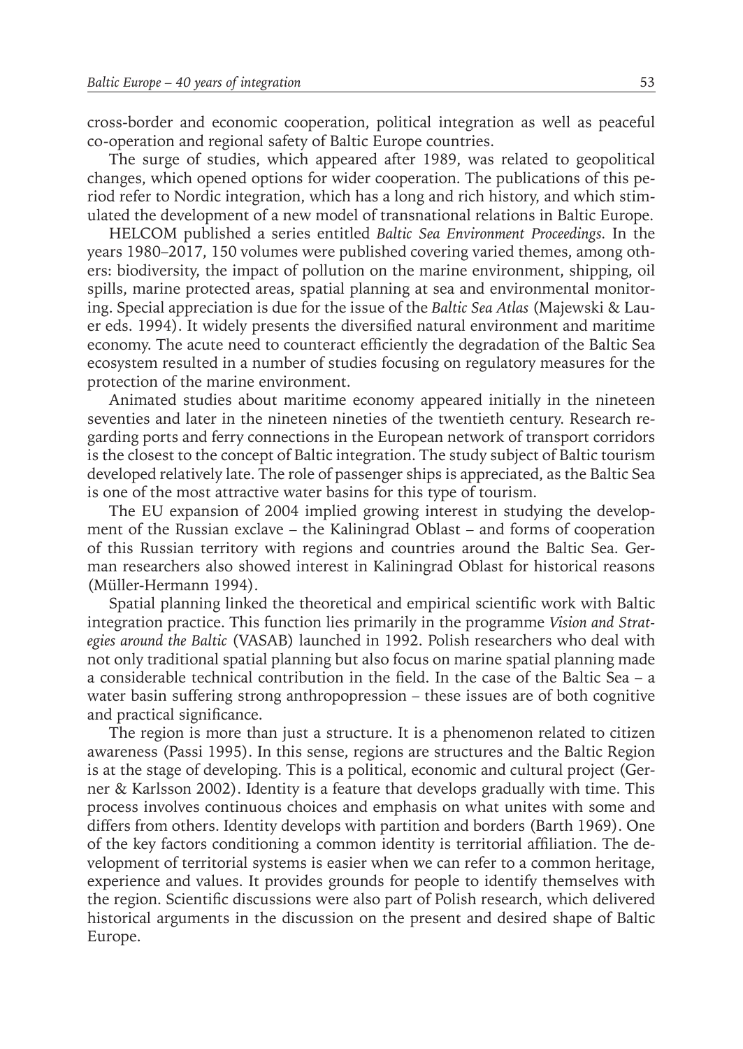cross-border and economic cooperation, political integration as well as peaceful co-operation and regional safety of Baltic Europe countries.

The surge of studies, which appeared after 1989, was related to geopolitical changes, which opened options for wider cooperation. The publications of this period refer to Nordic integration, which has a long and rich history, and which stimulated the development of a new model of transnational relations in Baltic Europe.

HELCOM published a series entitled *Baltic Sea Environment Proceedings*. In the years 1980–2017, 150 volumes were published covering varied themes, among others: biodiversity, the impact of pollution on the marine environment, shipping, oil spills, marine protected areas, spatial planning at sea and environmental monitoring. Special appreciation is due for the issue of the *Baltic Sea Atlas* (Majewski & Lauer eds. 1994). It widely presents the diversified natural environment and maritime economy. The acute need to counteract efficiently the degradation of the Baltic Sea ecosystem resulted in a number of studies focusing on regulatory measures for the protection of the marine environment.

Animated studies about maritime economy appeared initially in the nineteen seventies and later in the nineteen nineties of the twentieth century. Research regarding ports and ferry connections in the European network of transport corridors is the closest to the concept of Baltic integration. The study subject of Baltic tourism developed relatively late. The role of passenger ships is appreciated, as the Baltic Sea is one of the most attractive water basins for this type of tourism.

The EU expansion of 2004 implied growing interest in studying the development of the Russian exclave – the Kaliningrad Oblast – and forms of cooperation of this Russian territory with regions and countries around the Baltic Sea. German researchers also showed interest in Kaliningrad Oblast for historical reasons (Müller-Hermann 1994).

Spatial planning linked the theoretical and empirical scientific work with Baltic integration practice. This function lies primarily in the programme *Vision and Strategies around the Baltic* (VASAB) launched in 1992. Polish researchers who deal with not only traditional spatial planning but also focus on marine spatial planning made a considerable technical contribution in the field. In the case of the Baltic Sea – a water basin suffering strong anthropopression – these issues are of both cognitive and practical significance.

The region is more than just a structure. It is a phenomenon related to citizen awareness (Passi 1995). In this sense, regions are structures and the Baltic Region is at the stage of developing. This is a political, economic and cultural project (Gerner & Karlsson 2002). Identity is a feature that develops gradually with time. This process involves continuous choices and emphasis on what unites with some and differs from others. Identity develops with partition and borders (Barth 1969). One of the key factors conditioning a common identity is territorial affiliation. The development of territorial systems is easier when we can refer to a common heritage, experience and values. It provides grounds for people to identify themselves with the region. Scientific discussions were also part of Polish research, which delivered historical arguments in the discussion on the present and desired shape of Baltic Europe.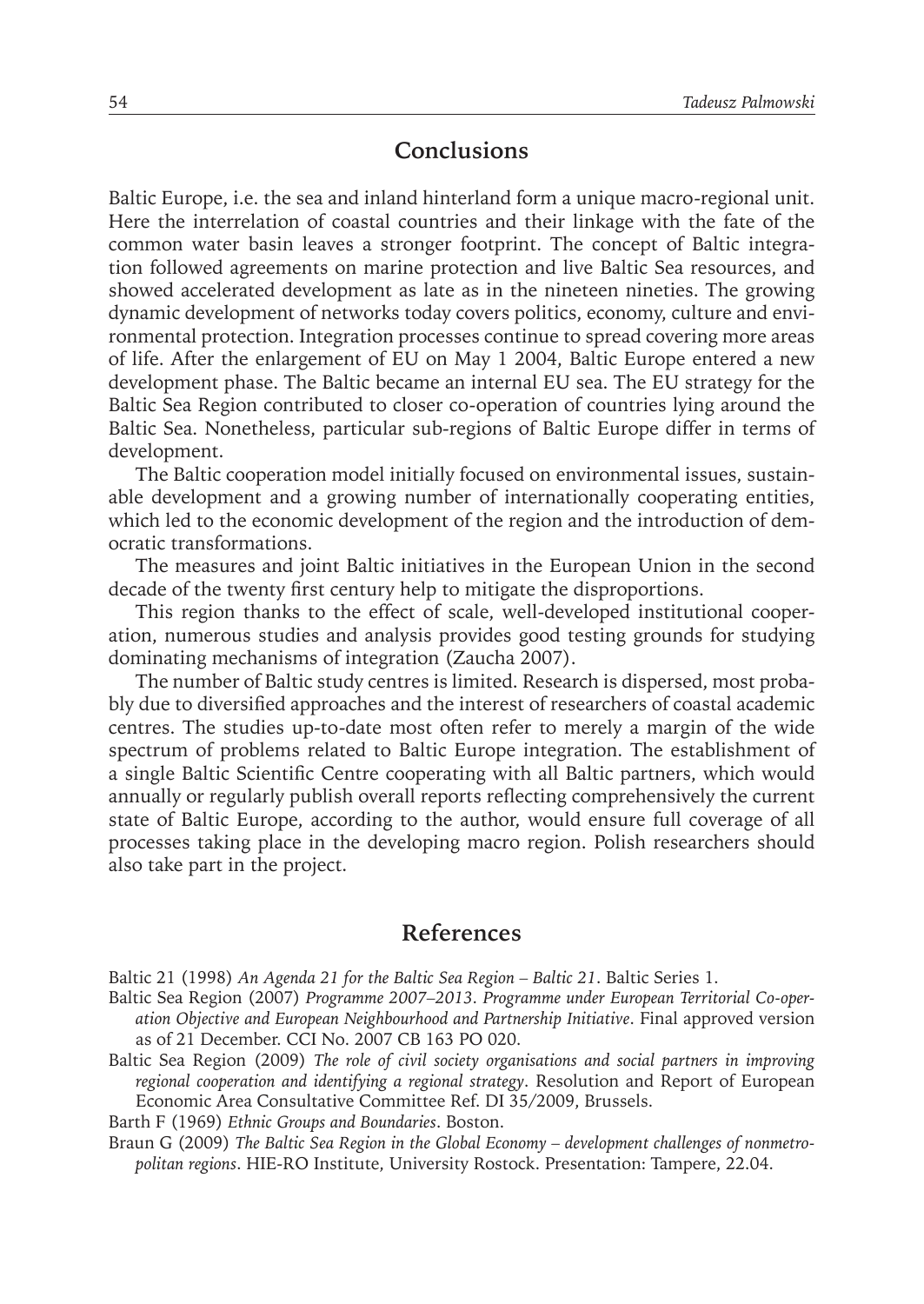## Conclusions

Baltic Europe, i.e. the sea and inland hinterland form a unique macro-regional unit. Here the interrelation of coastal countries and their linkage with the fate of the common water basin leaves a stronger footprint. The concept of Baltic integration followed agreements on marine protection and live Baltic Sea resources, and showed accelerated development as late as in the nineteen nineties. The growing dynamic development of networks today covers politics, economy, culture and environmental protection. Integration processes continue to spread covering more areas of life. After the enlargement of EU on May 1 2004, Baltic Europe entered a new development phase. The Baltic became an internal EU sea. The EU strategy for the Baltic Sea Region contributed to closer co-operation of countries lying around the Baltic Sea. Nonetheless, particular sub-regions of Baltic Europe differ in terms of development.

The Baltic cooperation model initially focused on environmental issues, sustainable development and a growing number of internationally cooperating entities, which led to the economic development of the region and the introduction of democratic transformations.

The measures and joint Baltic initiatives in the European Union in the second decade of the twenty first century help to mitigate the disproportions.

This region thanks to the effect of scale, well-developed institutional cooperation, numerous studies and analysis provides good testing grounds for studying dominating mechanisms of integration (Zaucha 2007).

The number of Baltic study centres is limited. Research is dispersed, most probably due to diversified approaches and the interest of researchers of coastal academic centres. The studies up-to-date most often refer to merely a margin of the wide spectrum of problems related to Baltic Europe integration. The establishment of a single Baltic Scientific Centre cooperating with all Baltic partners, which would annually or regularly publish overall reports reflecting comprehensively the current state of Baltic Europe, according to the author, would ensure full coverage of all processes taking place in the developing macro region. Polish researchers should also take part in the project.

## References

Baltic 21 (1998) *An Agenda 21 for the Baltic Sea Region – Baltic 21*. Baltic Series 1.

Baltic Sea Region (2007) *Programme 2007–2013. Programme under European Territorial Co-operation Objective and European Neighbourhood and Partnership Initiative*. Final approved version as of 21 December. CCI No. 2007 CB 163 PO 020.

Baltic Sea Region (2009) *The role of civil society organisations and social partners in improving regional cooperation and identifying a regional strategy*. Resolution and Report of European Economic Area Consultative Committee Ref. DI 35/2009, Brussels.

Barth F (1969) *Ethnic Groups and Boundaries*. Boston.

Braun G (2009) *The Baltic Sea Region in the Global Economy – development challenges of nonmetropolitan regions*. HIE-RO Institute, University Rostock. Presentation: Tampere, 22.04.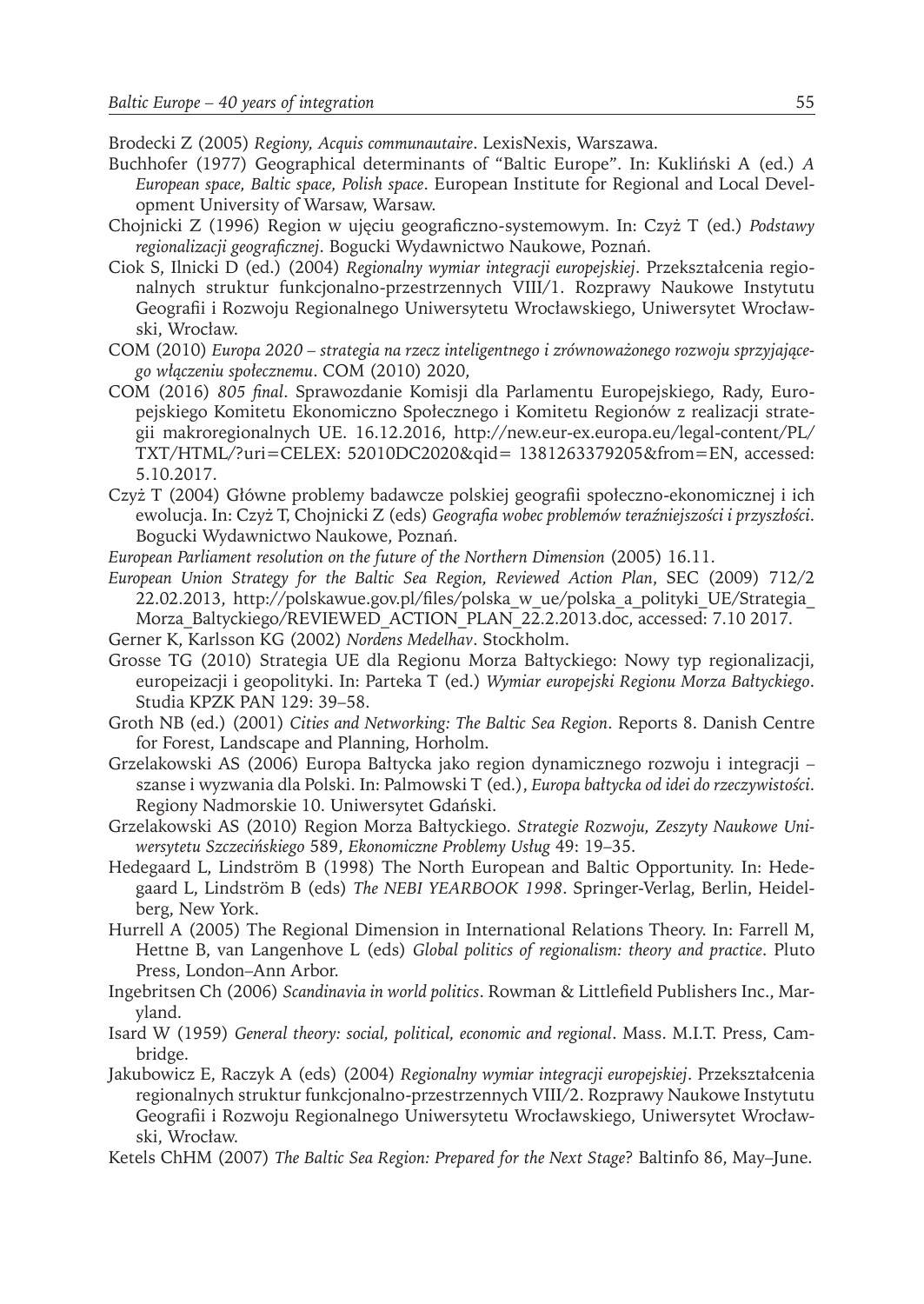Brodecki Z (2005) *Regiony, Acquis communautaire*. LexisNexis, Warszawa.

Buchhofer (1977) Geographical determinants of "Baltic Europe". In: Kukliński A (ed.) *A European space, Baltic space, Polish space*. European Institute for Regional and Local Development University of Warsaw, Warsaw.

Chojnicki Z (1996) Region w ujęciu geograficzno-systemowym. In: Czyż T (ed.) *Podstawy regionalizacji geograficznej*. Bogucki Wydawnictwo Naukowe, Poznań.

Ciok S, Ilnicki D (ed.) (2004) *Regionalny wymiar integracji europejskiej*. Przekształcenia regionalnych struktur funkcjonalno-przestrzennych VIII/1. Rozprawy Naukowe Instytutu Geografii i Rozwoju Regionalnego Uniwersytetu Wrocławskiego, Uniwersytet Wrocławski, Wrocław.

COM (2010) *Europa 2020 – strategia na rzecz inteligentnego i zrównoważonego rozwoju sprzyjającego włączeniu społecznemu*. COM (2010) 2020,

COM (2016) *805 final*. Sprawozdanie Komisji dla Parlamentu Europejskiego, Rady, Europejskiego Komitetu Ekonomiczno Społecznego i Komitetu Regionów z realizacji strategii makroregionalnych UE. 16.12.2016, http://new.eur-ex.europa.eu/legal-content/PL/TXT/HTML/?uri=CELEX: 52010DC2020&qid= 1381263379205&from=EN, accessed: 5.10.2017.

Czyż T (2004) Główne problemy badawcze polskiej geografii społeczno-ekonomicznej i ich ewolucja. In: Czyż T, Chojnicki Z (eds) *Geografia wobec problemów teraźniejszości i przyszłości*. Bogucki Wydawnictwo Naukowe, Poznań.

*European Parliament resolution on the future of the Northern Dimension* (2005) 16.11.

*European Union Strategy for the Baltic Sea Region, Reviewed Action Plan*, SEC (2009) 712/2 22.02.2013, http://polskawue.gov.pl/files/polska_w_ue/polska_a_polityki_UE/Strategia_Morza_Baltyckiego/REVIEWED_ACTION_PLAN_22.2.2013.doc, accessed: 7.10 2017.

Gerner K, Karlsson KG (2002) *Nordens Medelhav*. Stockholm.

Grosse TG (2010) Strategia UE dla Regionu Morza Bałtyckiego: Nowy typ regionalizacji, europeizacji i geopolityki. In: Parteka T (ed.) *Wymiar europejski Regionu Morza Bałtyckiego*. Studia KPZK PAN 129: 39–58.

Groth NB (ed.) (2001) *Cities and Networking: The Baltic Sea Region*. Reports 8. Danish Centre for Forest, Landscape and Planning, Horholm.

Grzelakowski AS (2006) Europa Bałtycka jako region dynamicznego rozwoju i integracji – szanse i wyzwania dla Polski. In: Palmowski T (ed.), *Europa bałtycka od idei do rzeczywistości*. Regiony Nadmorskie 10. Uniwersytet Gdański.

Grzelakowski AS (2010) Region Morza Bałtyckiego. *Strategie Rozwoju, Zeszyty Naukowe Uniwersytetu Szczecińskiego* 589, *Ekonomiczne Problemy Usług* 49: 19–35.

Hedegaard L, Lindström B (1998) The North European and Baltic Opportunity. In: Hedegaard L, Lindström B (eds) *The NEBI YEARBOOK 1998*. Springer-Verlag, Berlin, Heidelberg, New York.

Hurrell A (2005) The Regional Dimension in International Relations Theory. In: Farrell M, Hettne B, van Langenhove L (eds) *Global politics of regionalism: theory and practice*. Pluto Press, London–Ann Arbor.

Ingebritsen Ch (2006) *Scandinavia in world politics*. Rowman & Littlefield Publishers Inc., Maryland.

Isard W (1959) *General theory: social, political, economic and regional*. Mass. M.I.T. Press, Cambridge.

Jakubowicz E, Raczyk A (eds) (2004) *Regionalny wymiar integracji europejskiej*. Przekształcenia regionalnych struktur funkcjonalno-przestrzennych VIII/2. Rozprawy Naukowe Instytutu Geografii i Rozwoju Regionalnego Uniwersytetu Wrocławskiego, Uniwersytet Wrocławski, Wrocław.

Ketels ChHM (2007) *The Baltic Sea Region: Prepared for the Next Stage?* Baltinfo 86, May–June.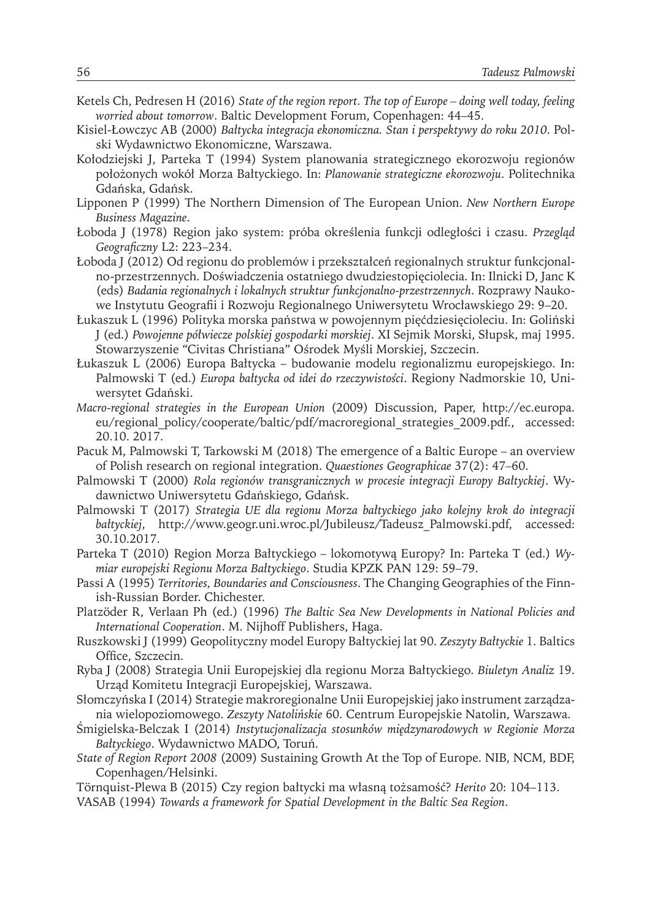Ketels Ch, Pedresen H (2016) *State of the region report. The top of Europe – doing well today, feeling worried about tomorrow*. Baltic Development Forum, Copenhagen: 44–45.

Kisiel-Łowczyc AB (2000) *Bałtycka integracja ekonomiczna. Stan i perspektywy do roku 2010*. Polski Wydawnictwo Ekonomiczne, Warszawa.

Kołodziejski J, Parteka T (1994) System planowania strategicznego ekorozwoju regionów położonych wokół Morza Bałtyckiego. In: *Planowanie strategiczne ekorozwoju*. Politechnika Gdańska, Gdańsk.

Lipponen P (1999) The Northern Dimension of The European Union. *New Northern Europe Business Magazine*.

Łoboda J (1978) Region jako system: próba określenia funkcji odległości i czasu. *Przegląd Geograficzny* L2: 223–234.

Łoboda J (2012) Od regionu do problemów i przekształceń regionalnych struktur funkcjonalno-przestrzennych. Doświadczenia ostatniego dwudziestopięciolecia. In: Ilnicki D, Janc K (eds) *Badania regionalnych i lokalnych struktur funkcjonalno-przestrzennych*. Rozprawy Naukowe Instytutu Geografii i Rozwoju Regionalnego Uniwersytetu Wrocławskiego 29: 9–20.

Łukaszuk L (1996) Polityka morska państwa w powojennym pięćdziesięcioleciu. In: Goliński J (ed.) *Powojenne półwiecze polskiej gospodarki morskiej*. XI Sejmik Morski, Słupsk, maj 1995. Stowarzyszenie "Civitas Christiana" Ośrodek Myśli Morskiej, Szczecin.

Łukaszuk L (2006) Europa Bałtycka – budowanie modelu regionalizmu europejskiego. In: Palmowski T (ed.) *Europa bałtycka od idei do rzeczywistości*. Regiony Nadmorskie 10, Uniwersytet Gdański.

*Macro-regional strategies in the European Union* (2009) Discussion, Paper, http://ec.europa.eu/regional_policy/cooperate/baltic/pdf/macroregional_strategies_2009.pdf., accessed: 20.10. 2017.

Pacuk M, Palmowski T, Tarkowski M (2018) The emergence of a Baltic Europe – an overview of Polish research on regional integration. *Quaestiones Geographicae* 37(2): 47–60.

Palmowski T (2000) *Rola regionów transgranicznych w procesie integracji Europy Bałtyckiej*. Wydawnictwo Uniwersytetu Gdańskiego, Gdańsk.

Palmowski T (2017) *Strategia UE dla regionu Morza bałtyckiego jako kolejny krok do integracji bałtyckiej*, http://www.geogr.uni.wroc.pl/Jubileusz/Tadeusz_Palmowski.pdf, accessed: 30.10.2017.

Parteka T (2010) Region Morza Bałtyckiego – lokomotywą Europy? In: Parteka T (ed.) *Wymiar europejski Regionu Morza Bałtyckiego*. Studia KPZK PAN 129: 59–79.

Passi A (1995) *Territories, Boundaries and Consciousness*. The Changing Geographies of the Finnish-Russian Border. Chichester.

Platzöder R, Verlaan Ph (ed.) (1996) *The Baltic Sea New Developments in National Policies and International Cooperation*. M. Nijhoff Publishers, Haga.

Ruszkowski J (1999) Geopolityczny model Europy Bałtyckiej lat 90. *Zeszyty Bałtyckie* 1. Baltics Office, Szczecin.

Ryba J (2008) Strategia Unii Europejskiej dla regionu Morza Bałtyckiego. *Biuletyn Analiz* 19. Urząd Komitetu Integracji Europejskiej, Warszawa.

Słomczyńska I (2014) Strategie makroregionalne Unii Europejskiej jako instrument zarządzania wielopoziomowego. *Zeszyty Natolińskie* 60. Centrum Europejskie Natolin, Warszawa.

Śmigielska-Belczak I (2014) *Instytucjonalizacja stosunków międzynarodowych w Regionie Morza Bałtyckiego*. Wydawnictwo MADO, Toruń.

*State of Region Report 2008* (2009) Sustaining Growth At the Top of Europe. NIB, NCM, BDF, Copenhagen/Helsinki.

Törnquist-Plewa B (2015) Czy region bałtycki ma własną tożsamość? *Herito* 20: 104–113.

VASAB (1994) *Towards a framework for Spatial Development in the Baltic Sea Region*.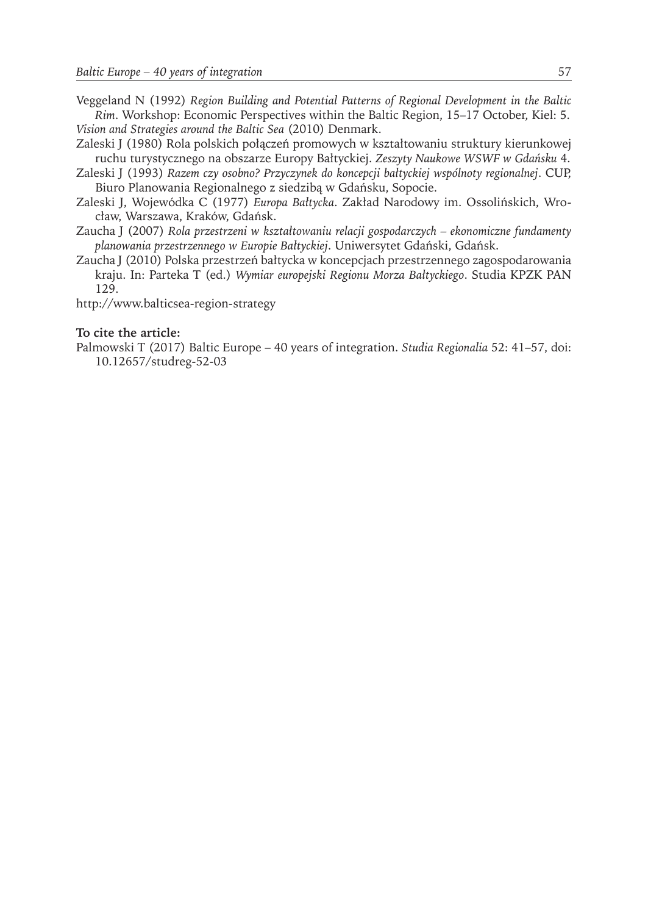Veggeland N (1992) *Region Building and Potential Patterns of Regional Development in the Baltic Rim*. Workshop: Economic Perspectives within the Baltic Region, 15–17 October, Kiel: 5.

*Vision and Strategies around the Baltic Sea* (2010) Denmark.

Zaleski J (1980) Rola polskich połączeń promowych w kształtowaniu struktury kierunkowej ruchu turystycznego na obszarze Europy Bałtyckiej. *Zeszyty Naukowe WSWF w Gdańsku* 4.

Zaleski J (1993) *Razem czy osobno? Przyczynek do koncepcji bałtyckiej wspólnoty regionalnej*. CUP, Biuro Planowania Regionalnego z siedzibą w Gdańsku, Sopocie.

Zaleski J, Wojewódka C (1977) *Europa Bałtycka*. Zakład Narodowy im. Ossolińskich, Wrocław, Warszawa, Kraków, Gdańsk.

Zaucha J (2007) *Rola przestrzeni w kształtowaniu relacji gospodarczych – ekonomiczne fundamenty planowania przestrzennego w Europie Bałtyckiej*. Uniwersytet Gdański, Gdańsk.

Zaucha J (2010) Polska przestrzeń bałtycka w koncepcjach przestrzennego zagospodarowania kraju. In: Parteka T (ed.) *Wymiar europejski Regionu Morza Bałtyckiego*. Studia KPZK PAN 129.

http://www.balticsea-region-strategy

**To cite the article:**

Palmowski T (2017) Baltic Europe – 40 years of integration. *Studia Regionalia* 52: 41–57, doi: 10.12657/studreg-52-03